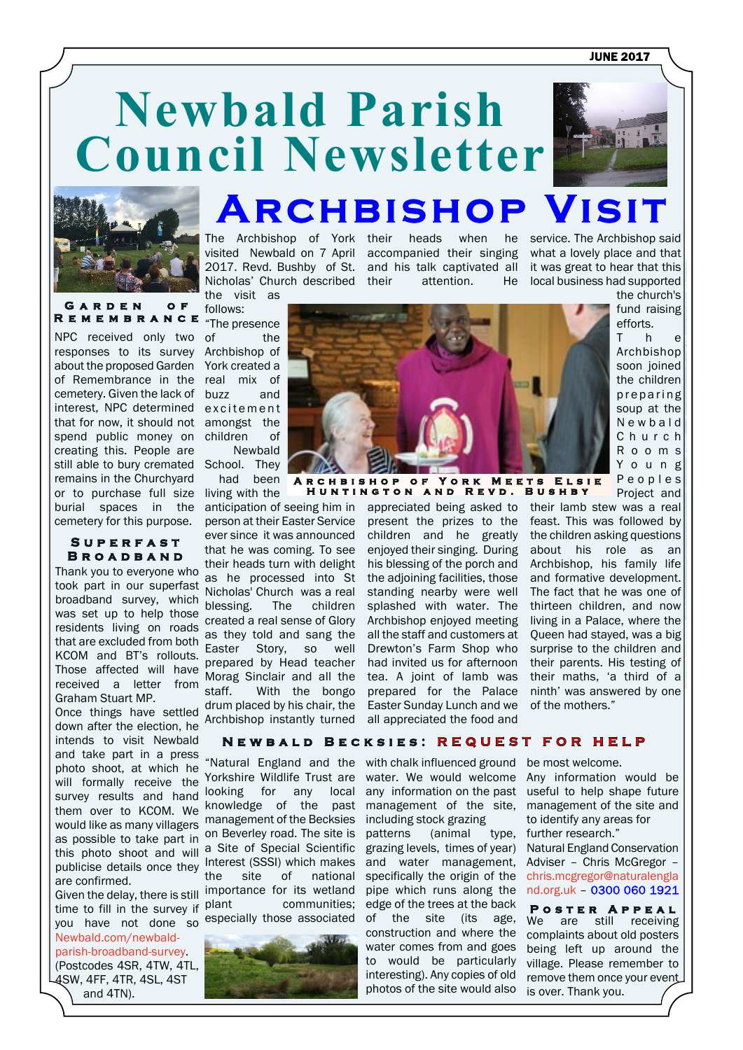JUNE 2017

# Newbald Parish Council Newsletter

## Archbishop Visit

The Archbishop of York visited Newbald on 7 April 2017. Revd. Bushby of St. Nicholas' Church described the visit as follows:

"The presence of the Archbishop of York created a real mix of buzz and excitement amongst the children of Newbald School. They had been living with the anticipation of seeing him in person at their Easter Service ever since it was announced that he was coming. To see their heads turn with delight as he processed into St Nicholas' Church was a real blessing. The children created a real sense of Glory as they told and sang the Easter Story, so well prepared by Head teacher Morag Sinclair and all the staff. With the bongo drum placed by his chair, the Archbishop instantly turned their heads when he accompanied their singing and his talk captivated all their attention. He appreciated being asked to present the prizes to the children and he greatly enjoyed their singing. During his blessing of the porch and the adjoining facilities, those standing nearby were well splashed with water. The Archbishop enjoyed meeting all the staff and customers at Drewton's Farm Shop who had invited us for afternoon tea. A joint of lamb was prepared for the Palace Easter Sunday Lunch and we all appreciated the food and service. The Archbishop said what a lovely place and that it was great to hear that this local business had supported the church's fund raising efforts.

The Archbishop soon joined the children preparing soup at the Newbald Church Rooms Young Peoples Project and their lamb stew was a real feast. This was followed by the children asking questions about his role as an Archbishop, his family life and formative development. The fact that he was one of thirteen children, and now living in a Palace, where the Queen had stayed, was a big surprise to the children and their parents. His testing of their maths, 'a third of a ninth' was answered by one of the mothers."

Archbishop of York meets Elsie Huntington and Revd. Bushby

### Garden of Remembrance

NPC received only two responses to its survey about the proposed Garden of Remembrance in the cemetery. Given the lack of interest, NPC determined that for now, it should not spend public money on creating this. People are still able to bury cremated remains in the Churchyard or to purchase full size burial spaces in the cemetery for this purpose.

### Superfast Broadband

Thank you to everyone who took part in our superfast broadband survey, which was set up to help those residents living on roads that are excluded from both KCOM and BT's rollouts. Those affected will have received a letter from Graham Stuart MP.

Once things have settled down after the election, he intends to visit Newbald and take part in a press photo shoot, at which he will formally receive the survey results and hand them over to KCOM. We would like as many villagers as possible to take part in this photo shoot and will publicise details once they are confirmed.

Given the delay, there is still time to fill in the survey if you have not done so Newbald.com/newbald-parish-broadband-survey. (Postcodes 4SR, 4TW, 4TL, 4SW, 4FF, 4TR, 4SL, 4ST and 4TN).

### Newbald Becksies: Request for Help

"Natural England and the Yorkshire Wildlife Trust are looking for any local knowledge of the past management of the Becksies on Beverley road. The site is a Site of Special Scientific Interest (SSSI) which makes the site of national importance for its wetland plant communities; especially those associated with chalk influenced ground water. We would welcome any information on the past management of the site, including stock grazing patterns (animal type, grazing levels, times of year) and water management, specifically the origin of the pipe which runs along the edge of the trees at the back of the site (its age, construction and where the water comes from and goes to would be particularly interesting). Any copies of old photos of the site would also be most welcome.

Any information would be useful to help shape future management of the site and to identify any areas for further research."

Natural England Conservation Adviser – Chris McGregor – chris.mcgregor@naturalengland.org.uk – 0300 060 1921

### Poster Appeal

We are still receiving complaints about old posters being left up around the village. Please remember to remove them once your event is over. Thank you.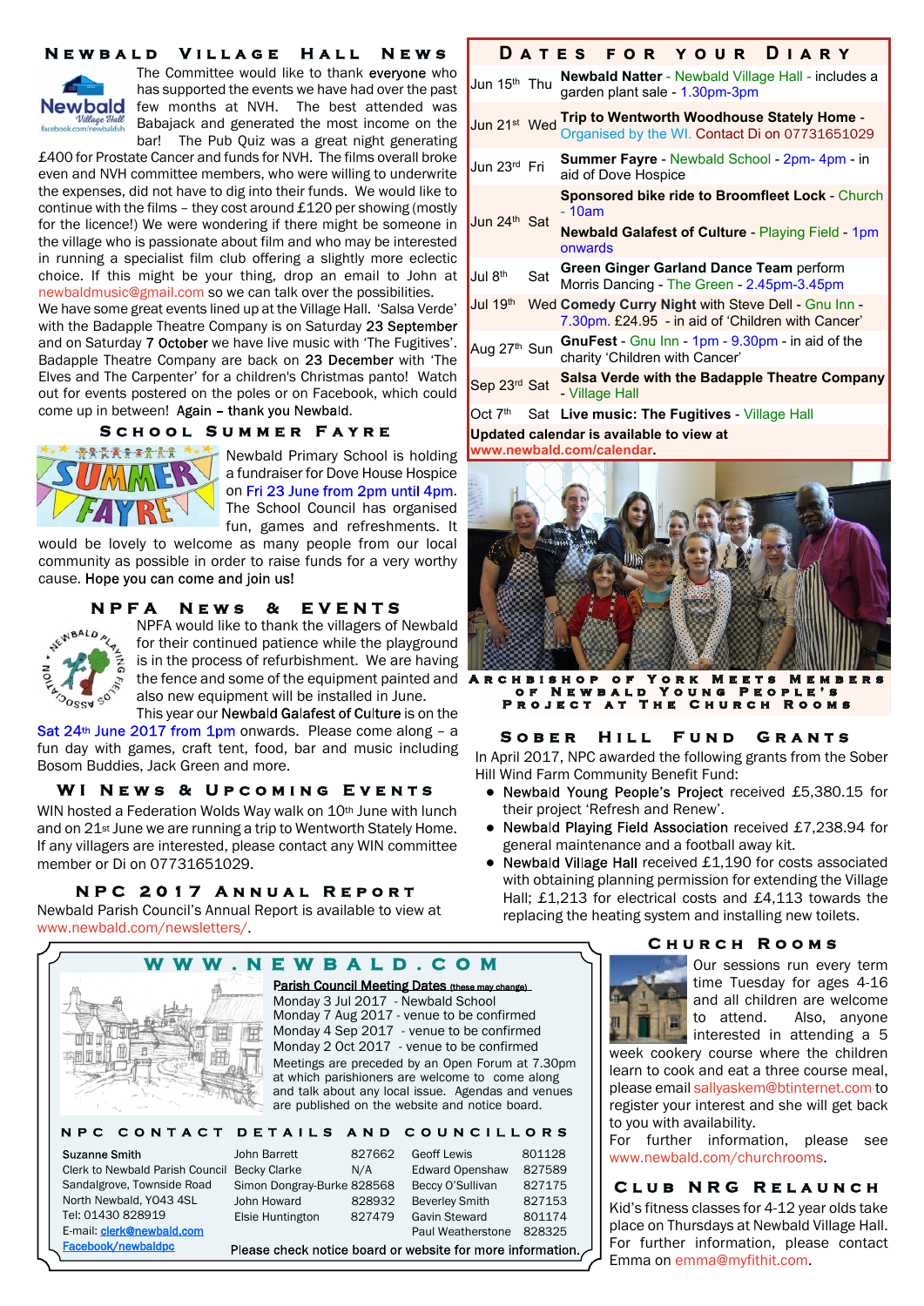## Newbald Village Hall News

The Committee would like to thank **everyone** who has supported the events we have had over the past few months at NVH. The best attended was Babajack and generated the most income on the bar! The Pub Quiz was a great night generating £400 for Prostate Cancer and funds for NVH. The films overall broke even and NVH committee members, who were willing to underwrite the expenses, did not have to dig into their funds. We would like to continue with the films – they cost around £120 per showing (mostly for the licence!) We were wondering if there might be someone in the village who is passionate about film and who may be interested in running a specialist film club offering a slightly more eclectic choice. If this might be your thing, drop an email to John at newbaldmusic@gmail.com so we can talk over the possibilities.

We have some great events lined up at the Village Hall. 'Salsa Verde' with the Badapple Theatre Company is on Saturday **23 September** and on Saturday **7 October** we have live music with 'The Fugitives'. Badapple Theatre Company are back on **23 December** with 'The Elves and The Carpenter' for a children's Christmas panto! Watch out for events posted on the poles or on Facebook, which could come up in between! **Again – thank you Newbald.**

## School Summer Fayre

Newbald Primary School is holding a fundraiser for Dove House Hospice on Fri 23 June from 2pm until 4pm. The School Council has organised fun, games and refreshments. It would be lovely to welcome as many people from our local community as possible in order to raise funds for a very worthy cause. **Hope you can come and join us!**

## NPFA News & Events

NPFA would like to thank the villagers of Newbald for their continued patience while the playground is in the process of refurbishment. We are having the fence and some of the equipment painted and also new equipment will be installed in June. This year our **Newbald Galafest of Culture** is on the Sat 24th June 2017 from 1pm onwards. Please come along – a fun day with games, craft tent, food, bar and music including Bosom Buddies, Jack Green and more.

## WI News & Upcoming Events

WIN hosted a Federation Wolds Way walk on 10th June with lunch and on 21st June we are running a trip to Wentworth Stately Home. If any villagers are interested, please contact any WIN committee member or Di on 07731651029.

## NPC 2017 Annual Report

Newbald Parish Council's Annual Report is available to view at www.newbald.com/newsletters/.

## Dates for your Diary

| | | |
|---|---|---|
| Jun 15th | Thu | **Newbald Natter** - Newbald Village Hall - includes a garden plant sale - 1.30pm-3pm |
| Jun 21st | Wed | **Trip to Wentworth Woodhouse Stately Home** - Organised by the WI. Contact Di on 07731651029 |
| Jun 23rd | Fri | **Summer Fayre** - Newbald School - 2pm- 4pm - in aid of Dove House Hospice |
| Jun 24th | Sat | **Sponsored bike ride to Broomfleet Lock** - Church - 10am<br>**Newbald Galafest of Culture** - Playing Field - 1pm onwards |
| Jul 8th | Sat | **Green Ginger Garland Dance Team** perform Morris Dancing - The Green - 2.45pm-3.45pm |
| Jul 19th | Wed | **Comedy Curry Night** with Steve Dell - Gnu Inn - 7.30pm. £24.95 - in aid of 'Children with Cancer' |
| Aug 27th | Sun | **GnuFest** - Gnu Inn - 1pm - 9.30pm - in aid of the charity 'Children with Cancer' |
| Sep 23rd | Sat | **Salsa Verde with the Badapple Theatre Company** - Village Hall |
| Oct 7th | Sat | **Live music: The Fugitives** - Village Hall |

**Updated calendar is available to view at www.newbald.com/calendar.**

Archbishop of York meets members of Newbald Young People's Project at the Church Rooms

## Sober Hill Fund Grants

In April 2017, NPC awarded the following grants from the Sober Hill Wind Farm Community Benefit Fund:

- Newbald Young People's Project received £5,380.15 for their project 'Refresh and Renew'.
- Newbald Playing Field Association received £7,238.94 for general maintenance and a football away kit.
- Newbald Village Hall received £1,190 for costs associated with obtaining planning permission for extending the Village Hall; £1,213 for electrical costs and £4,113 towards the replacing the heating system and installing new toilets.

## www.newbald.com

**Parish Council Meeting Dates** (these may change)

Monday 3 Jul 2017 - Newbald School
Monday 7 Aug 2017 - venue to be confirmed
Monday 4 Sep 2017 - venue to be confirmed
Monday 2 Oct 2017 - venue to be confirmed

Meetings are preceded by an Open Forum at 7.30pm at which parishioners are welcome to come along and talk about any local issue. Agendas and venues are published on the website and notice board.

### NPC Contact Details and Councillors

Suzanne Smith
Clerk to Newbald Parish Council
Sandalgrove, Townside Road
North Newbald, YO43 4SL
Tel: 01430 828919
E-mail: clerk@newbald.com
Facebook/newbaldpc

| | | | |
|---|---|---|---|
| John Barrett | 827662 | Geoff Lewis | 801128 |
| Becky Clarke | N/A | Edward Openshaw | 827589 |
| Simon Dongray-Burke | 828568 | Beccy O'Sullivan | 827175 |
| John Howard | 828932 | Beverley Smith | 827153 |
| Elsie Huntington | 827479 | Gavin Steward | 801174 |
| | | Paul Weatherstone | 828325 |

Please check notice board or website for more information.

## Church Rooms

Our sessions run every term time Tuesday for ages 4-16 and all children are welcome to attend. Also, anyone interested in attending a 5 week cookery course where the children learn to cook and eat a three course meal, please email sallyaskem@btinternet.com to register your interest and she will get back to you with availability.

For further information, please see www.newbald.com/churchrooms.

## Club NRG Relaunch

Kid's fitness classes for 4-12 year olds take place on Thursdays at Newbald Village Hall. For further information, please contact Emma on emma@myfithit.com.